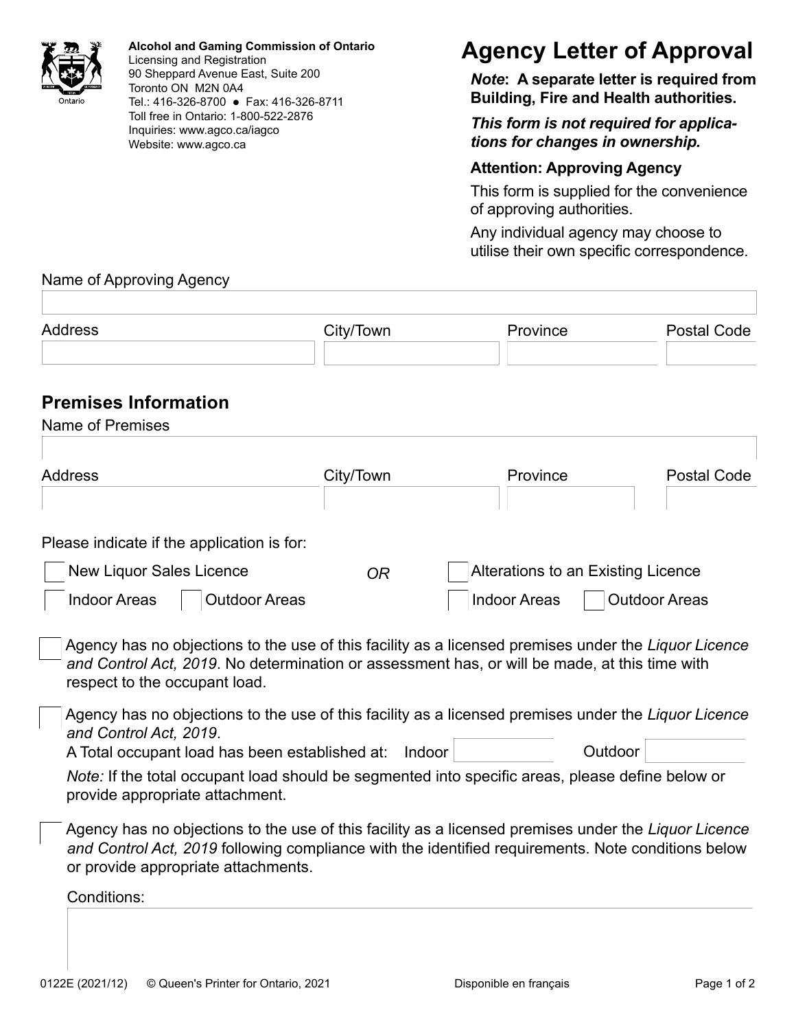**Alcohol and Gaming Commission of Ontario**
Licensing and Registration
90 Sheppard Avenue East, Suite 200
Toronto ON M2N 0A4
Tel.: 416-326-8700 ● Fax: 416-326-8711
Toll free in Ontario: 1-800-522-2876
Inquiries: www.agco.ca/iagco
Website: www.agco.ca

# Agency Letter of Approval

***Note*: A separate letter is required from Building, Fire and Health authorities.**

***This form is not required for applications for changes in ownership.***

**Attention: Approving Agency**

This form is supplied for the convenience of approving authorities.

Any individual agency may choose to utilise their own specific correspondence.

Name of Approving Agency

| Address | City/Town | Province | Postal Code |
|---|---|---|---|
| | | | |

## Premises Information

Name of Premises

| Address | City/Town | Province | Postal Code |
|---|---|---|---|
| | | | |

Please indicate if the application is for:

- ☐ New Liquor Sales Licence
  - ☐ Indoor Areas ☐ Outdoor Areas

*OR*

- ☐ Alterations to an Existing Licence
  - ☐ Indoor Areas ☐ Outdoor Areas

☐ Agency has no objections to the use of this facility as a licensed premises under the *Liquor Licence and Control Act, 2019*. No determination or assessment has, or will be made, at this time with respect to the occupant load.

☐ Agency has no objections to the use of this facility as a licensed premises under the *Liquor Licence and Control Act, 2019*.
A Total occupant load has been established at: Indoor ______ Outdoor ______
*Note:* If the total occupant load should be segmented into specific areas, please define below or provide appropriate attachment.

☐ Agency has no objections to the use of this facility as a licensed premises under the *Liquor Licence and Control Act, 2019* following compliance with the identified requirements. Note conditions below or provide appropriate attachments.

Conditions:

0122E (2021/12) © Queen's Printer for Ontario, 2021 Disponible en français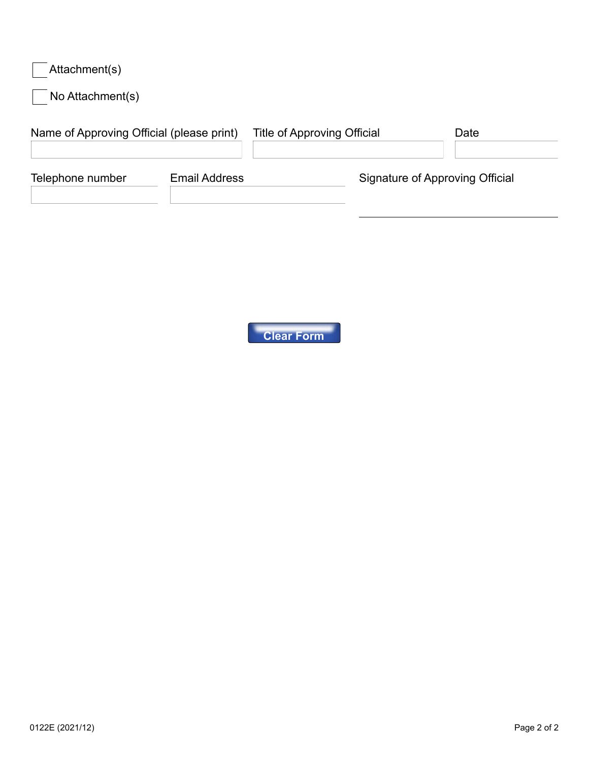☐ Attachment(s)

☐ No Attachment(s)

| Name of Approving Official (please print) | Title of Approving Official | Date |
| --- | --- | --- |
| | | |

| Telephone number | Email Address | Signature of Approving Official |
| --- | --- | --- |
| | | |

Clear Form

0122E (2021/12)